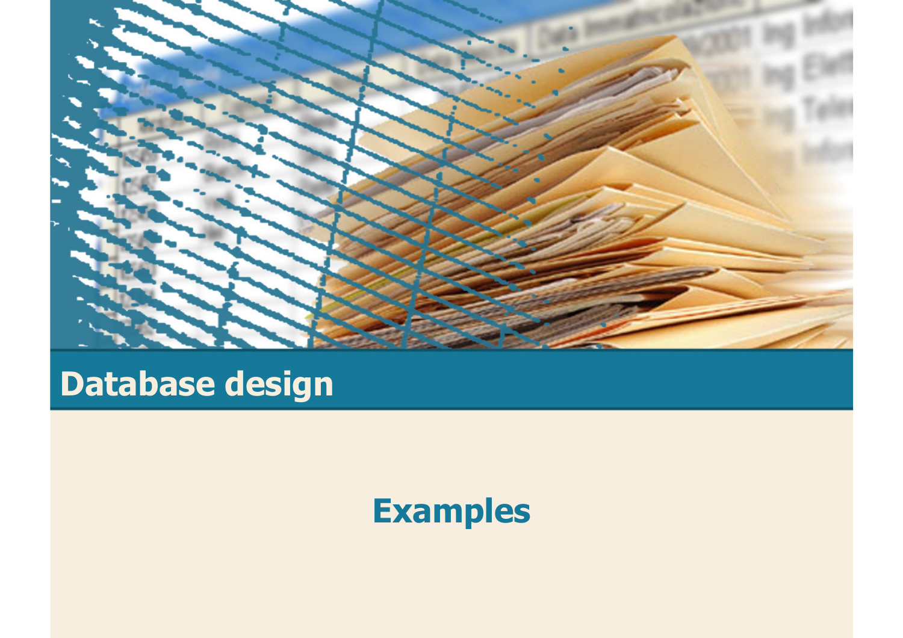# Database design

## Examples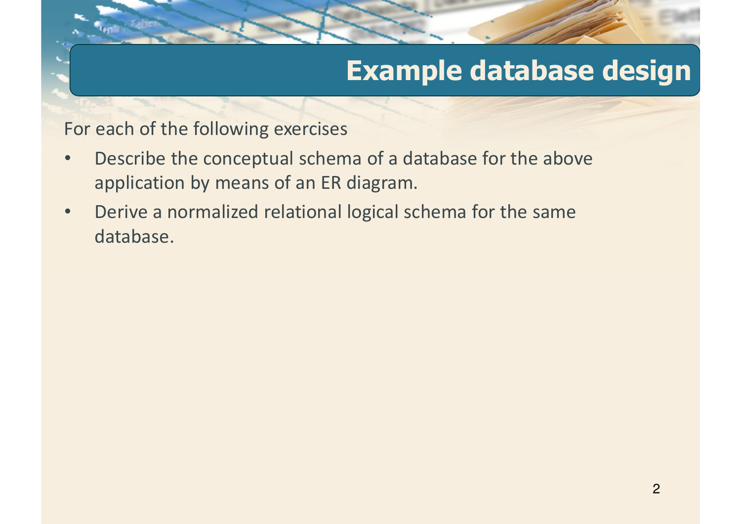# Example database design

For each of the following exercises

- Describe the conceptual schema of a database for the above application by means of an ER diagram.
- Derive a normalized relational logical schema for the same database.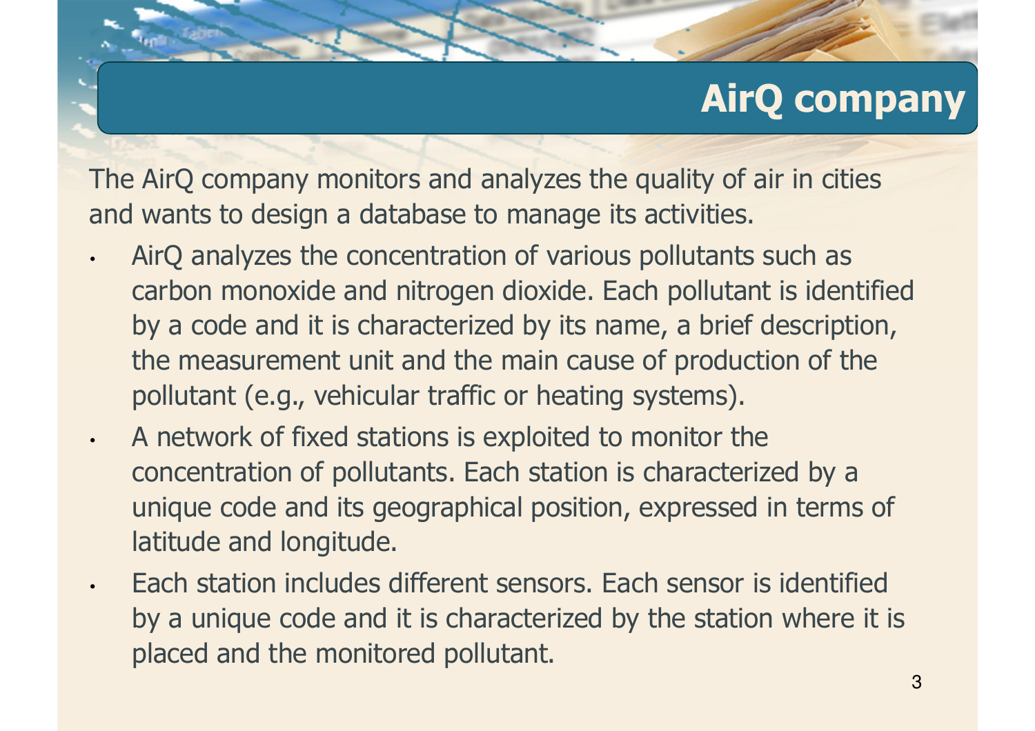# AirQ company

The AirQ company monitors and analyzes the quality of air in cities and wants to design a database to manage its activities.

- AirQ analyzes the concentration of various pollutants such as carbon monoxide and nitrogen dioxide. Each pollutant is identified by a code and it is characterized by its name, a brief description, the measurement unit and the main cause of production of the pollutant (e.g., vehicular traffic or heating systems).
- A network of fixed stations is exploited to monitor the concentration of pollutants. Each station is characterized by a unique code and its geographical position, expressed in terms of latitude and longitude.
- Each station includes different sensors. Each sensor is identified by a unique code and it is characterized by the station where it is placed and the monitored pollutant.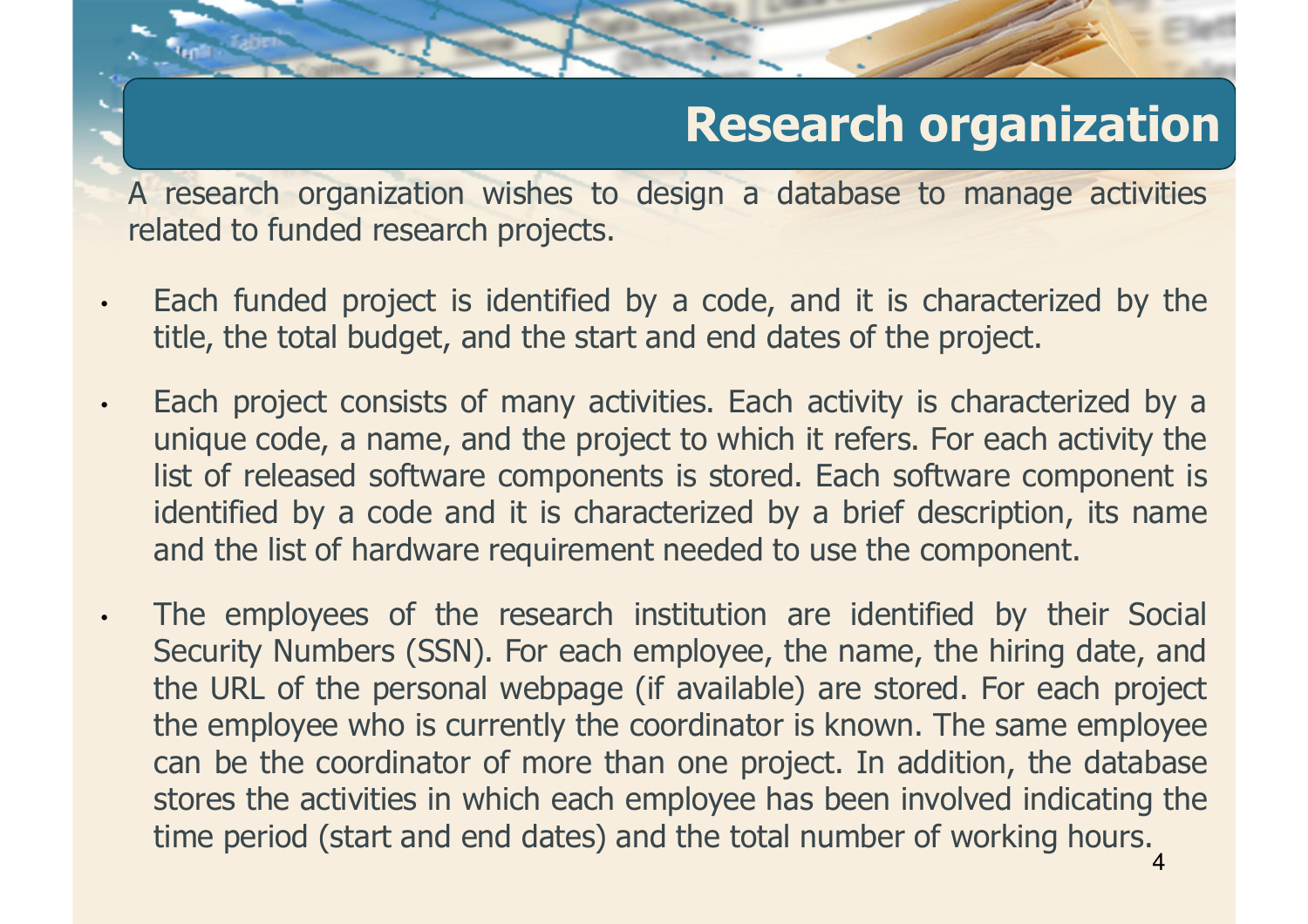# Research organization

A research organization wishes to design a database to manage activities related to funded research projects.

- Each funded project is identified by a code, and it is characterized by the title, the total budget, and the start and end dates of the project.
- Each project consists of many activities. Each activity is characterized by a unique code, a name, and the project to which it refers. For each activity the list of released software components is stored. Each software component is identified by a code and it is characterized by a brief description, its name and the list of hardware requirement needed to use the component.
- The employees of the research institution are identified by their Social Security Numbers (SSN). For each employee, the name, the hiring date, and the URL of the personal webpage (if available) are stored. For each project the employee who is currently the coordinator is known. The same employee can be the coordinator of more than one project. In addition, the database stores the activities in which each employee has been involved indicating the time period (start and end dates) and the total number of working hours.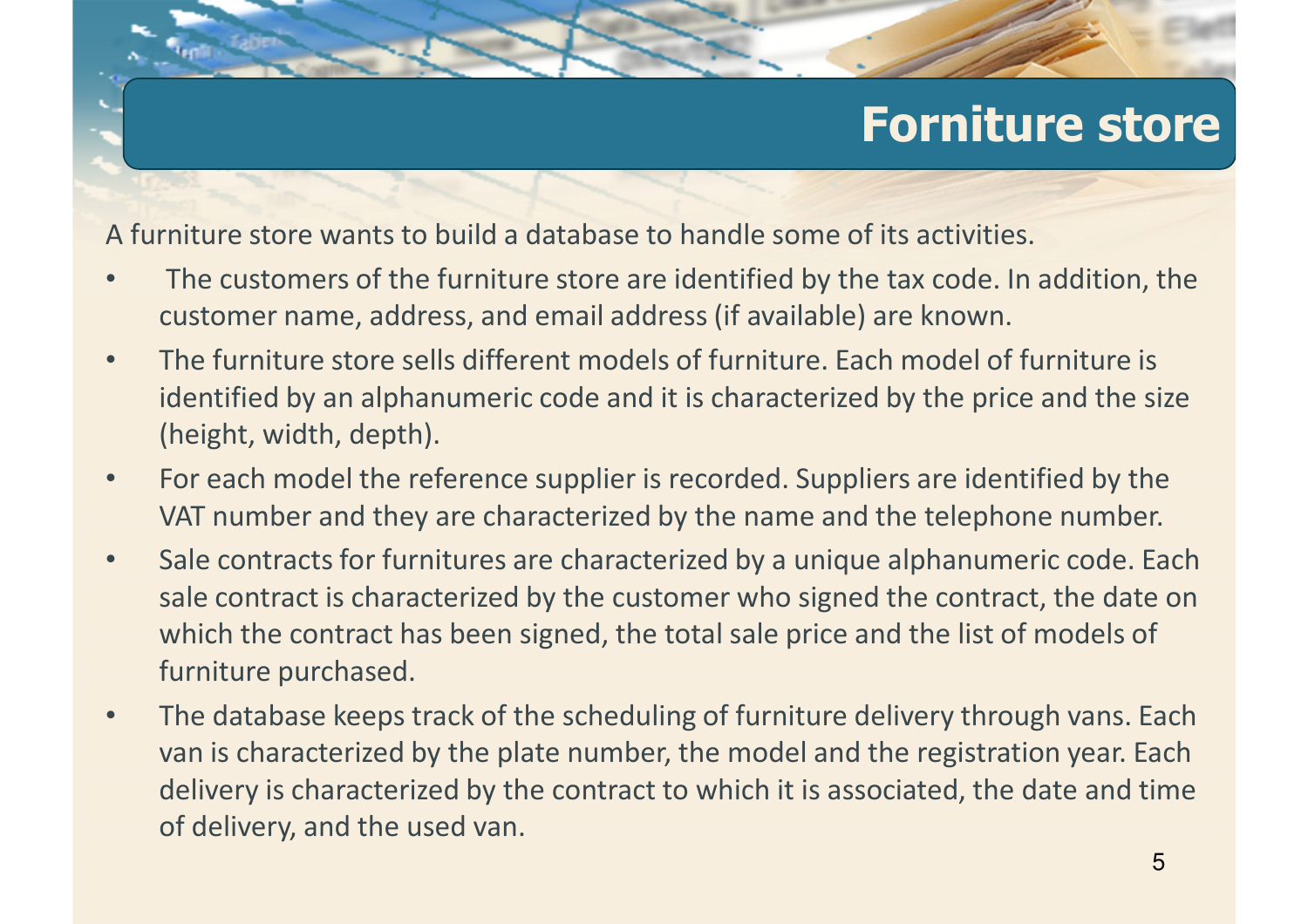# Forniture store

A furniture store wants to build a database to handle some of its activities.

- The customers of the furniture store are identified by the tax code. In addition, the customer name, address, and email address (if available) are known.
- The furniture store sells different models of furniture. Each model of furniture is identified by an alphanumeric code and it is characterized by the price and the size (height, width, depth).
- For each model the reference supplier is recorded. Suppliers are identified by the VAT number and they are characterized by the name and the telephone number.
- Sale contracts for furnitures are characterized by a unique alphanumeric code. Each sale contract is characterized by the customer who signed the contract, the date on which the contract has been signed, the total sale price and the list of models of furniture purchased.
- The database keeps track of the scheduling of furniture delivery through vans. Each van is characterized by the plate number, the model and the registration year. Each delivery is characterized by the contract to which it is associated, the date and time of delivery, and the used van.